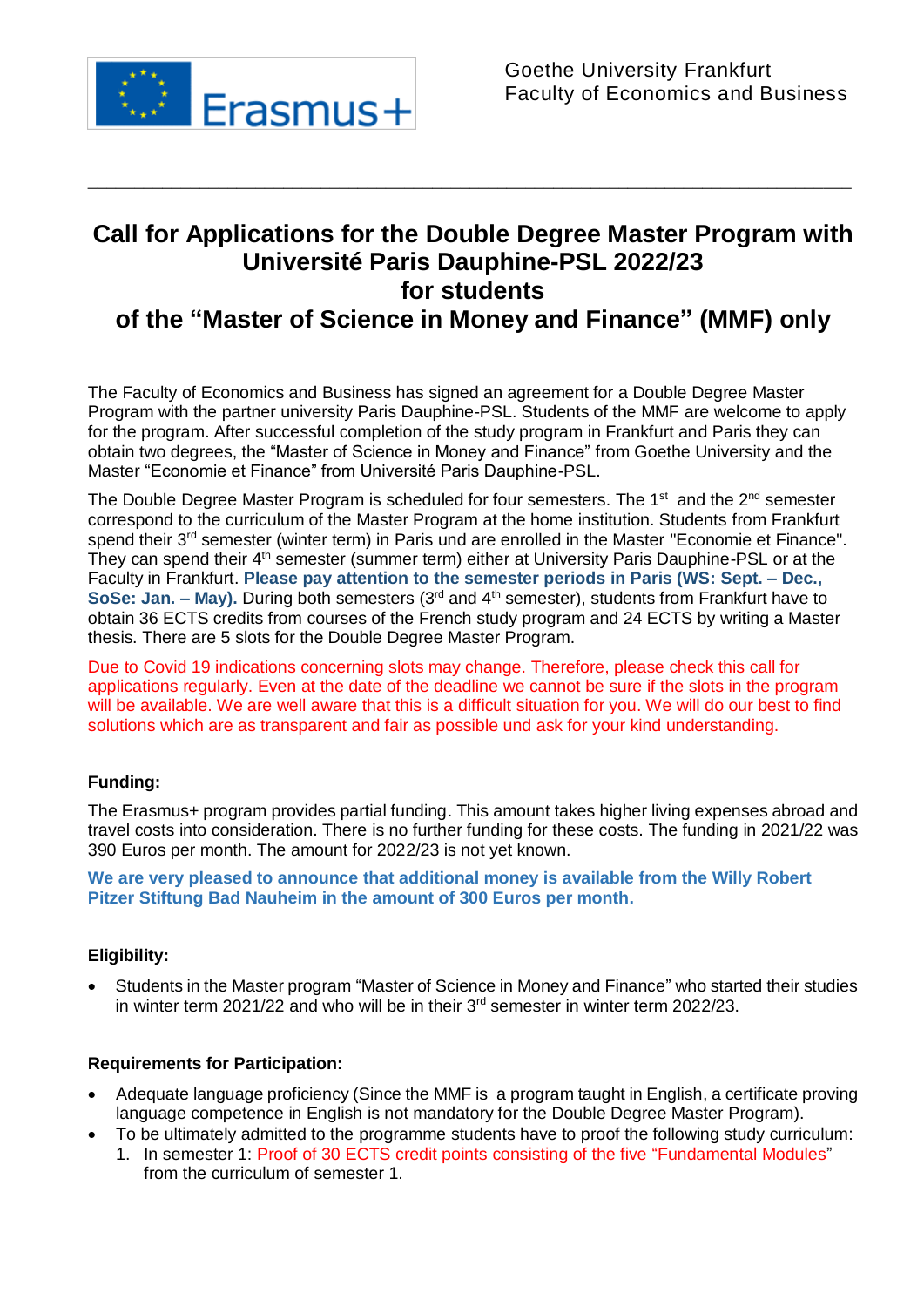Goethe University Frankfurt
Faculty of Economics and Business

---

# Call for Applications for the Double Degree Master Program with Université Paris Dauphine-PSL 2022/23 for students of the "Master of Science in Money and Finance" (MMF) only

The Faculty of Economics and Business has signed an agreement for a Double Degree Master Program with the partner university Paris Dauphine-PSL. Students of the MMF are welcome to apply for the program. After successful completion of the study program in Frankfurt and Paris they can obtain two degrees, the "Master of Science in Money and Finance" from Goethe University and the Master "Economie et Finance" from Université Paris Dauphine-PSL.

The Double Degree Master Program is scheduled for four semesters. The 1st and the 2nd semester correspond to the curriculum of the Master Program at the home institution. Students from Frankfurt spend their 3rd semester (winter term) in Paris und are enrolled in the Master "Economie et Finance". They can spend their 4th semester (summer term) either at University Paris Dauphine-PSL or at the Faculty in Frankfurt. **Please pay attention to the semester periods in Paris (WS: Sept. – Dec., SoSe: Jan. – May).** During both semesters (3rd and 4th semester), students from Frankfurt have to obtain 36 ECTS credits from courses of the French study program and 24 ECTS by writing a Master thesis. There are 5 slots for the Double Degree Master Program.

Due to Covid 19 indications concerning slots may change. Therefore, please check this call for applications regularly. Even at the date of the deadline we cannot be sure if the slots in the program will be available. We are well aware that this is a difficult situation for you. We will do our best to find solutions which are as transparent and fair as possible und ask for your kind understanding.

## Funding:

The Erasmus+ program provides partial funding. This amount takes higher living expenses abroad and travel costs into consideration. There is no further funding for these costs. The funding in 2021/22 was 390 Euros per month. The amount for 2022/23 is not yet known.

**We are very pleased to announce that additional money is available from the Willy Robert Pitzer Stiftung Bad Nauheim in the amount of 300 Euros per month.**

## Eligibility:

- Students in the Master program "Master of Science in Money and Finance" who started their studies in winter term 2021/22 and who will be in their 3rd semester in winter term 2022/23.

## Requirements for Participation:

- Adequate language proficiency (Since the MMF is a program taught in English, a certificate proving language competence in English is not mandatory for the Double Degree Master Program).
- To be ultimately admitted to the programme students have to proof the following study curriculum:
  1. In semester 1: Proof of 30 ECTS credit points consisting of the five "Fundamental Modules" from the curriculum of semester 1.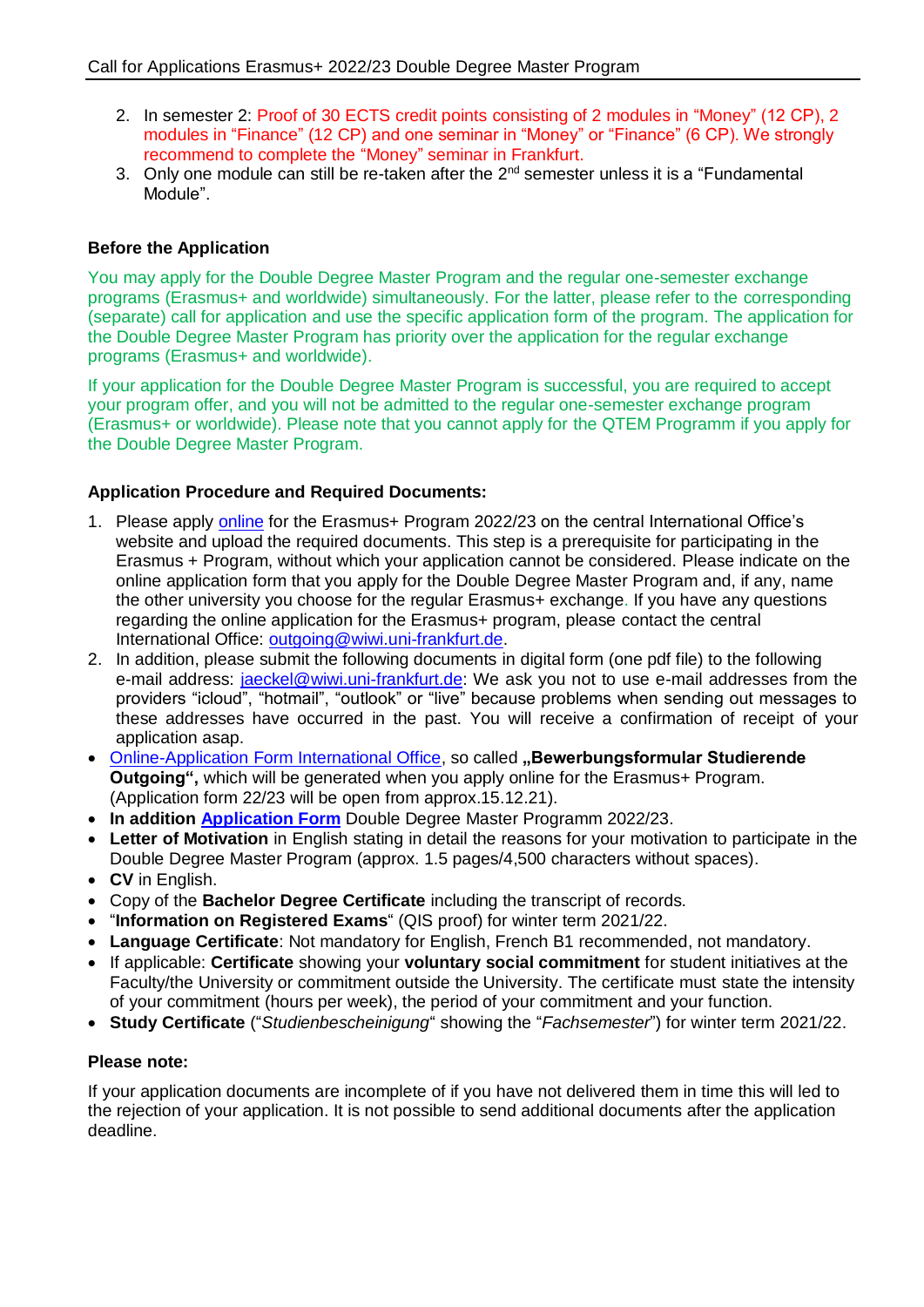2. In semester 2: Proof of 30 ECTS credit points consisting of 2 modules in "Money" (12 CP), 2 modules in "Finance" (12 CP) and one seminar in "Money" or "Finance" (6 CP). We strongly recommend to complete the "Money" seminar in Frankfurt.
3. Only one module can still be re-taken after the 2nd semester unless it is a "Fundamental Module".

**Before the Application**

You may apply for the Double Degree Master Program and the regular one-semester exchange programs (Erasmus+ and worldwide) simultaneously. For the latter, please refer to the corresponding (separate) call for application and use the specific application form of the program. The application for the Double Degree Master Program has priority over the application for the regular exchange programs (Erasmus+ and worldwide).

If your application for the Double Degree Master Program is successful, you are required to accept your program offer, and you will not be admitted to the regular one-semester exchange program (Erasmus+ or worldwide). Please note that you cannot apply for the QTEM Programm if you apply for the Double Degree Master Program.

**Application Procedure and Required Documents:**

1. Please apply online for the Erasmus+ Program 2022/23 on the central International Office's website and upload the required documents. This step is a prerequisite for participating in the Erasmus + Program, without which your application cannot be considered. Please indicate on the online application form that you apply for the Double Degree Master Program and, if any, name the other university you choose for the regular Erasmus+ exchange. If you have any questions regarding the online application for the Erasmus+ program, please contact the central International Office: outgoing@wiwi.uni-frankfurt.de.
2. In addition, please submit the following documents in digital form (one pdf file) to the following e-mail address: jaeckel@wiwi.uni-frankfurt.de: We ask you not to use e-mail addresses from the providers "icloud", "hotmail", "outlook" or "live" because problems when sending out messages to these addresses have occurred in the past. You will receive a confirmation of receipt of your application asap.

- Online-Application Form International Office, so called **„Bewerbungsformular Studierende Outgoing",** which will be generated when you apply online for the Erasmus+ Program. (Application form 22/23 will be open from approx.15.12.21).
- **In addition Application Form** Double Degree Master Programm 2022/23.
- **Letter of Motivation** in English stating in detail the reasons for your motivation to participate in the Double Degree Master Program (approx. 1.5 pages/4,500 characters without spaces).
- **CV** in English.
- Copy of the **Bachelor Degree Certificate** including the transcript of records.
- "**Information on Registered Exams**" (QIS proof) for winter term 2021/22.
- **Language Certificate**: Not mandatory for English, French B1 recommended, not mandatory.
- If applicable: **Certificate** showing your **voluntary social commitment** for student initiatives at the Faculty/the University or commitment outside the University. The certificate must state the intensity of your commitment (hours per week), the period of your commitment and your function.
- **Study Certificate** ("*Studienbescheinigung*" showing the "*Fachsemester*") for winter term 2021/22.

**Please note:**

If your application documents are incomplete of if you have not delivered them in time this will led to the rejection of your application. It is not possible to send additional documents after the application deadline.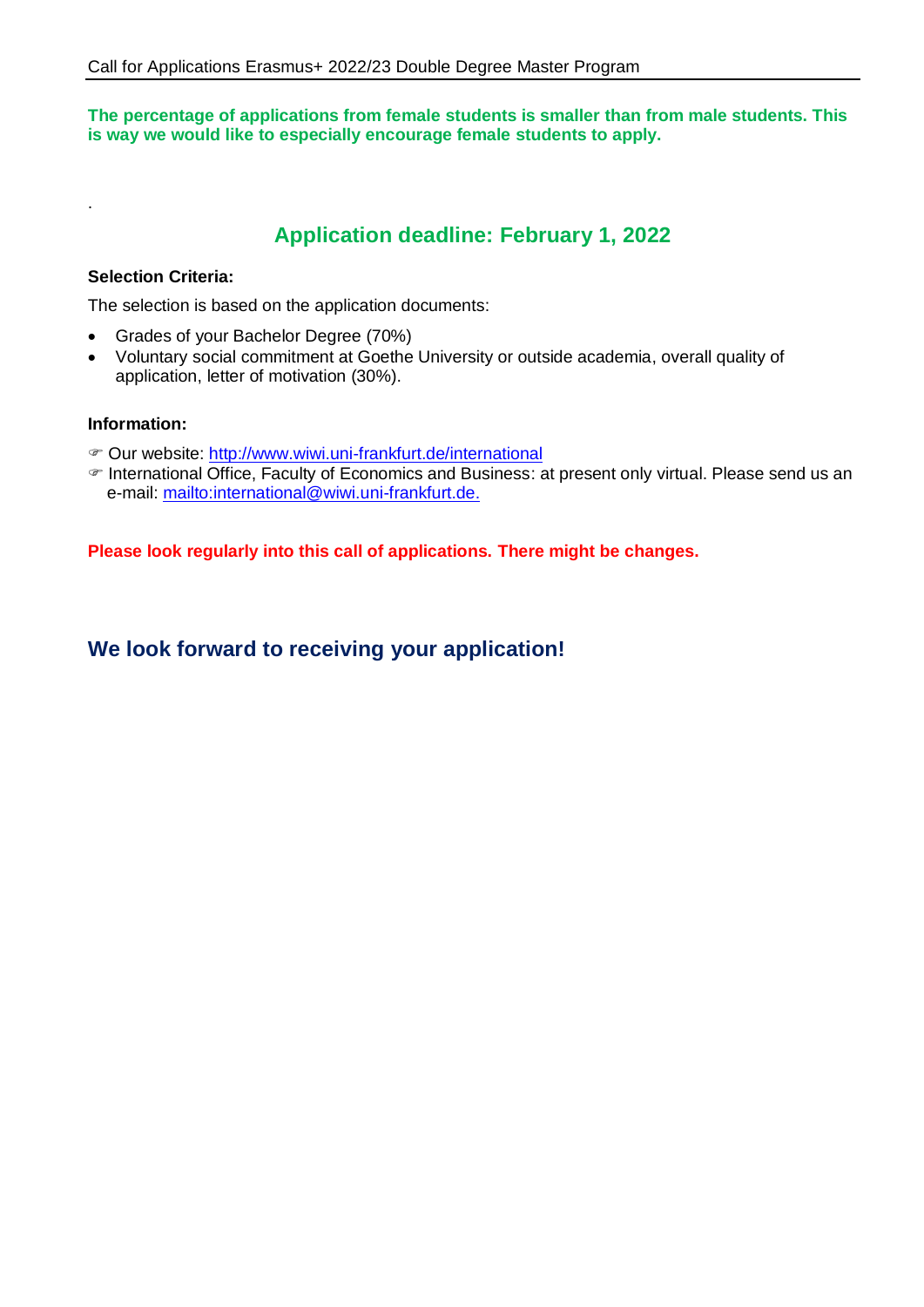**The percentage of applications from female students is smaller than from male students. This is way we would like to especially encourage female students to apply.**

.

## Application deadline: February 1, 2022

**Selection Criteria:**

The selection is based on the application documents:

- Grades of your Bachelor Degree (70%)
- Voluntary social commitment at Goethe University or outside academia, overall quality of application, letter of motivation (30%).

**Information:**

☞ Our website: http://www.wiwi.uni-frankfurt.de/international

☞ International Office, Faculty of Economics and Business: at present only virtual. Please send us an e-mail: mailto:international@wiwi.uni-frankfurt.de.

**Please look regularly into this call of applications. There might be changes.**

## We look forward to receiving your application!